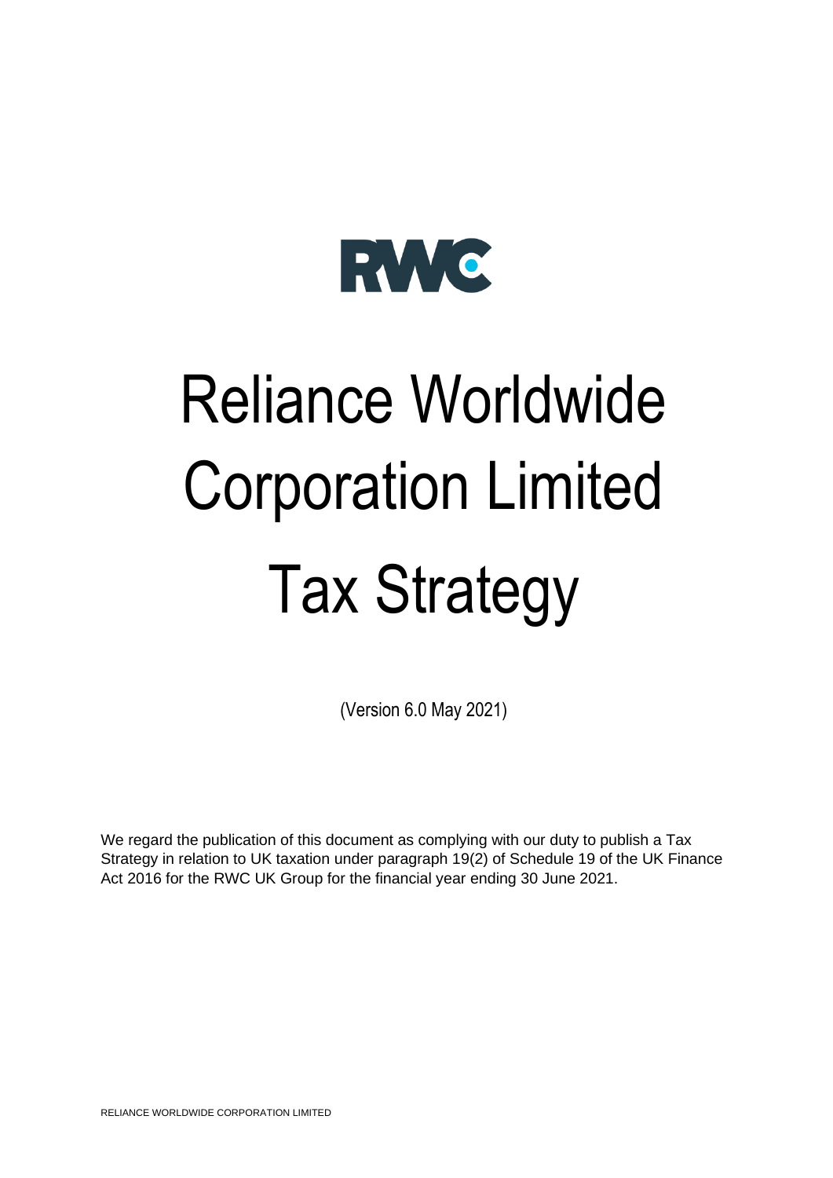RWC

# Reliance Worldwide Corporation Limited Tax Strategy

(Version 6.0 May 2021)

We regard the publication of this document as complying with our duty to publish a Tax Strategy in relation to UK taxation under paragraph 19(2) of Schedule 19 of the UK Finance Act 2016 for the RWC UK Group for the financial year ending 30 June 2021.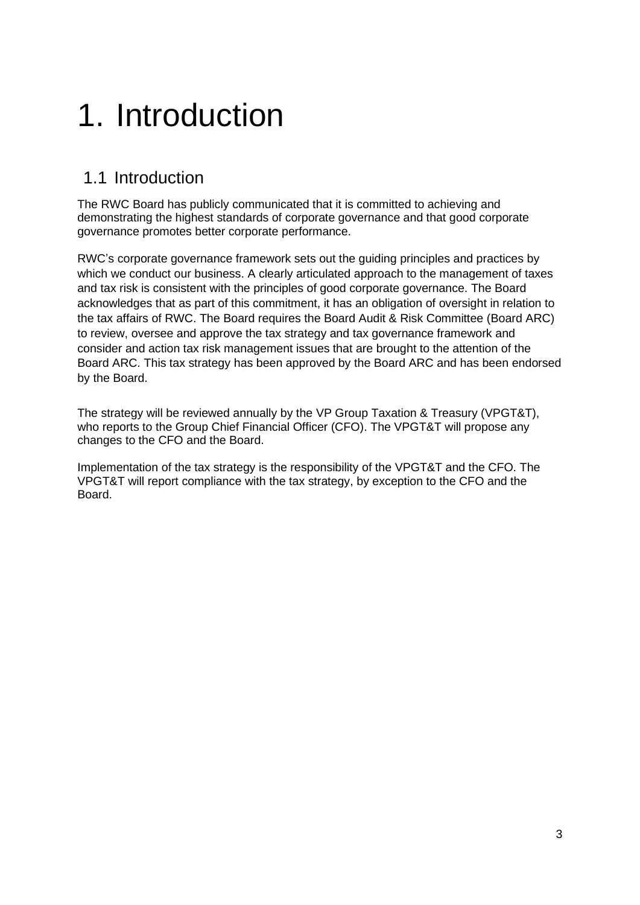# 1. Introduction

## 1.1 Introduction

The RWC Board has publicly communicated that it is committed to achieving and demonstrating the highest standards of corporate governance and that good corporate governance promotes better corporate performance.

RWC's corporate governance framework sets out the guiding principles and practices by which we conduct our business. A clearly articulated approach to the management of taxes and tax risk is consistent with the principles of good corporate governance. The Board acknowledges that as part of this commitment, it has an obligation of oversight in relation to the tax affairs of RWC. The Board requires the Board Audit & Risk Committee (Board ARC) to review, oversee and approve the tax strategy and tax governance framework and consider and action tax risk management issues that are brought to the attention of the Board ARC. This tax strategy has been approved by the Board ARC and has been endorsed by the Board.

The strategy will be reviewed annually by the VP Group Taxation & Treasury (VPGT&T), who reports to the Group Chief Financial Officer (CFO). The VPGT&T will propose any changes to the CFO and the Board.

Implementation of the tax strategy is the responsibility of the VPGT&T and the CFO. The VPGT&T will report compliance with the tax strategy, by exception to the CFO and the Board.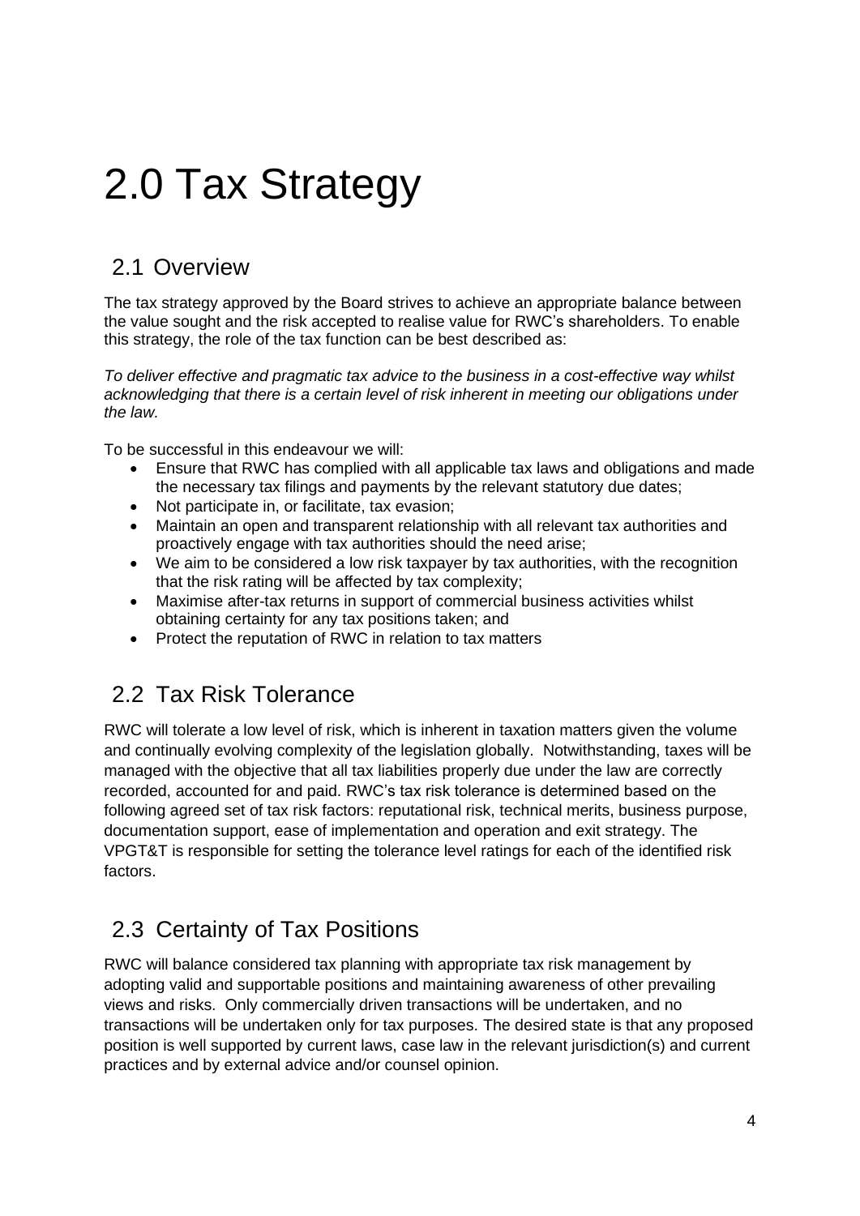# 2.0 Tax Strategy

## 2.1 Overview

The tax strategy approved by the Board strives to achieve an appropriate balance between the value sought and the risk accepted to realise value for RWC's shareholders. To enable this strategy, the role of the tax function can be best described as:

*To deliver effective and pragmatic tax advice to the business in a cost-effective way whilst acknowledging that there is a certain level of risk inherent in meeting our obligations under the law.*

To be successful in this endeavour we will:

- Ensure that RWC has complied with all applicable tax laws and obligations and made the necessary tax filings and payments by the relevant statutory due dates;
- Not participate in, or facilitate, tax evasion;
- Maintain an open and transparent relationship with all relevant tax authorities and proactively engage with tax authorities should the need arise;
- We aim to be considered a low risk taxpayer by tax authorities, with the recognition that the risk rating will be affected by tax complexity;
- Maximise after-tax returns in support of commercial business activities whilst obtaining certainty for any tax positions taken; and
- Protect the reputation of RWC in relation to tax matters

## 2.2 Tax Risk Tolerance

RWC will tolerate a low level of risk, which is inherent in taxation matters given the volume and continually evolving complexity of the legislation globally. Notwithstanding, taxes will be managed with the objective that all tax liabilities properly due under the law are correctly recorded, accounted for and paid. RWC's tax risk tolerance is determined based on the following agreed set of tax risk factors: reputational risk, technical merits, business purpose, documentation support, ease of implementation and operation and exit strategy. The VPGT&T is responsible for setting the tolerance level ratings for each of the identified risk factors.

## 2.3 Certainty of Tax Positions

RWC will balance considered tax planning with appropriate tax risk management by adopting valid and supportable positions and maintaining awareness of other prevailing views and risks. Only commercially driven transactions will be undertaken, and no transactions will be undertaken only for tax purposes. The desired state is that any proposed position is well supported by current laws, case law in the relevant jurisdiction(s) and current practices and by external advice and/or counsel opinion.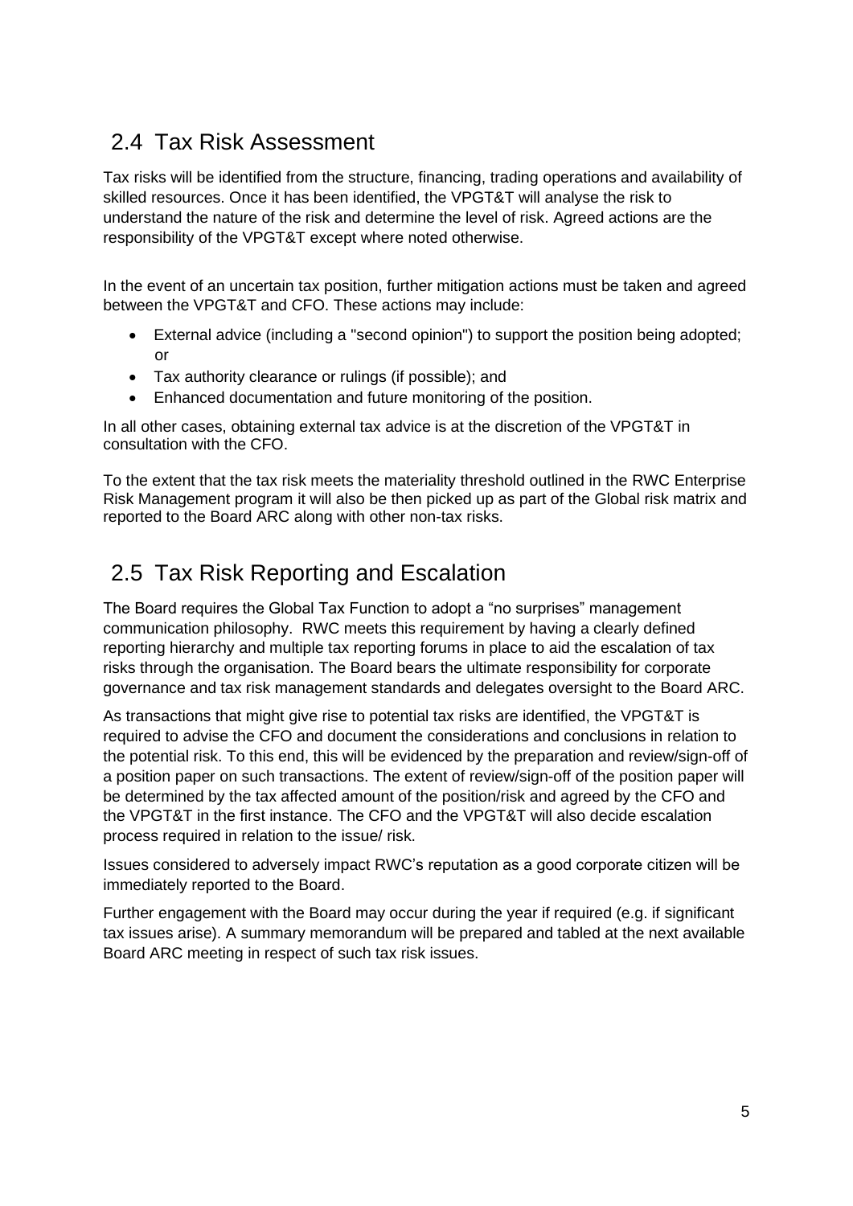## 2.4 Tax Risk Assessment

Tax risks will be identified from the structure, financing, trading operations and availability of skilled resources. Once it has been identified, the VPGT&T will analyse the risk to understand the nature of the risk and determine the level of risk. Agreed actions are the responsibility of the VPGT&T except where noted otherwise.

In the event of an uncertain tax position, further mitigation actions must be taken and agreed between the VPGT&T and CFO. These actions may include:

- External advice (including a "second opinion") to support the position being adopted; or
- Tax authority clearance or rulings (if possible); and
- Enhanced documentation and future monitoring of the position.

In all other cases, obtaining external tax advice is at the discretion of the VPGT&T in consultation with the CFO.

To the extent that the tax risk meets the materiality threshold outlined in the RWC Enterprise Risk Management program it will also be then picked up as part of the Global risk matrix and reported to the Board ARC along with other non-tax risks.

## 2.5 Tax Risk Reporting and Escalation

The Board requires the Global Tax Function to adopt a "no surprises" management communication philosophy. RWC meets this requirement by having a clearly defined reporting hierarchy and multiple tax reporting forums in place to aid the escalation of tax risks through the organisation. The Board bears the ultimate responsibility for corporate governance and tax risk management standards and delegates oversight to the Board ARC.

As transactions that might give rise to potential tax risks are identified, the VPGT&T is required to advise the CFO and document the considerations and conclusions in relation to the potential risk. To this end, this will be evidenced by the preparation and review/sign-off of a position paper on such transactions. The extent of review/sign-off of the position paper will be determined by the tax affected amount of the position/risk and agreed by the CFO and the VPGT&T in the first instance. The CFO and the VPGT&T will also decide escalation process required in relation to the issue/ risk.

Issues considered to adversely impact RWC's reputation as a good corporate citizen will be immediately reported to the Board.

Further engagement with the Board may occur during the year if required (e.g. if significant tax issues arise). A summary memorandum will be prepared and tabled at the next available Board ARC meeting in respect of such tax risk issues.